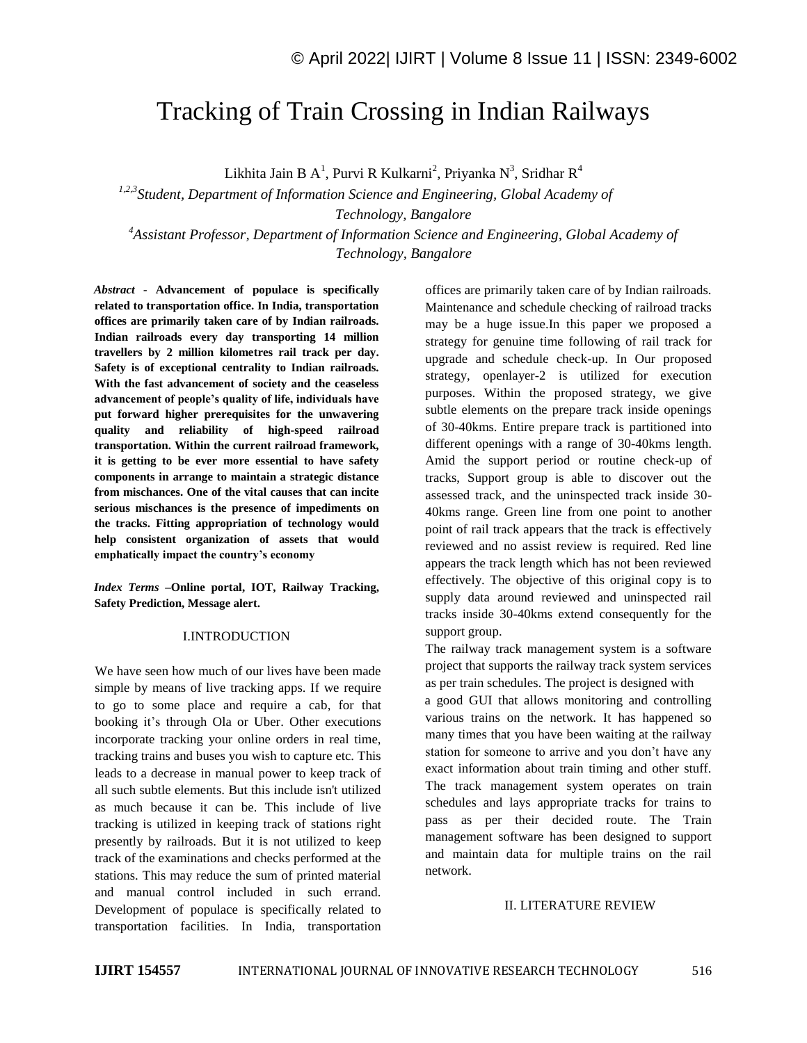# Tracking of Train Crossing in Indian Railways

Likhita Jain B A[1], Purvi R Kulkarni[2], Priyanka N[3], Sridhar R[4]

[1,2,3]*Student, Department of Information Science and Engineering, Global Academy of Technology, Bangalore*

[4]*Assistant Professor, Department of Information Science and Engineering, Global Academy of Technology, Bangalore*

*Abstract* - **Advancement of populace is specifically related to transportation office. In India, transportation offices are primarily taken care of by Indian railroads. Indian railroads every day transporting 14 million travellers by 2 million kilometres rail track per day. Safety is of exceptional centrality to Indian railroads. With the fast advancement of society and the ceaseless advancement of people's quality of life, individuals have put forward higher prerequisites for the unwavering quality and reliability of high-speed railroad transportation. Within the current railroad framework, it is getting to be ever more essential to have safety components in arrange to maintain a strategic distance from mischances. One of the vital causes that can incite serious mischances is the presence of impediments on the tracks. Fitting appropriation of technology would help consistent organization of assets that would emphatically impact the country's economy**

*Index Terms* –**Online portal, IOT, Railway Tracking, Safety Prediction, Message alert.**

## I.INTRODUCTION

We have seen how much of our lives have been made simple by means of live tracking apps. If we require to go to some place and require a cab, for that booking it's through Ola or Uber. Other executions incorporate tracking your online orders in real time, tracking trains and buses you wish to capture etc. This leads to a decrease in manual power to keep track of all such subtle elements. But this include isn't utilized as much because it can be. This include of live tracking is utilized in keeping track of stations right presently by railroads. But it is not utilized to keep track of the examinations and checks performed at the stations. This may reduce the sum of printed material and manual control included in such errand. Development of populace is specifically related to transportation facilities. In India, transportation offices are primarily taken care of by Indian railroads. Maintenance and schedule checking of railroad tracks may be a huge issue.In this paper we proposed a strategy for genuine time following of rail track for upgrade and schedule check-up. In Our proposed strategy, openlayer-2 is utilized for execution purposes. Within the proposed strategy, we give subtle elements on the prepare track inside openings of 30-40kms. Entire prepare track is partitioned into different openings with a range of 30-40kms length. Amid the support period or routine check-up of tracks, Support group is able to discover out the assessed track, and the uninspected track inside 30-40kms range. Green line from one point to another point of rail track appears that the track is effectively reviewed and no assist review is required. Red line appears the track length which has not been reviewed effectively. The objective of this original copy is to supply data around reviewed and uninspected rail tracks inside 30-40kms extend consequently for the support group.

The railway track management system is a software project that supports the railway track system services as per train schedules. The project is designed with a good GUI that allows monitoring and controlling various trains on the network. It has happened so many times that you have been waiting at the railway station for someone to arrive and you don't have any exact information about train timing and other stuff. The track management system operates on train schedules and lays appropriate tracks for trains to pass as per their decided route. The Train management software has been designed to support and maintain data for multiple trains on the rail network.

## II. LITERATURE REVIEW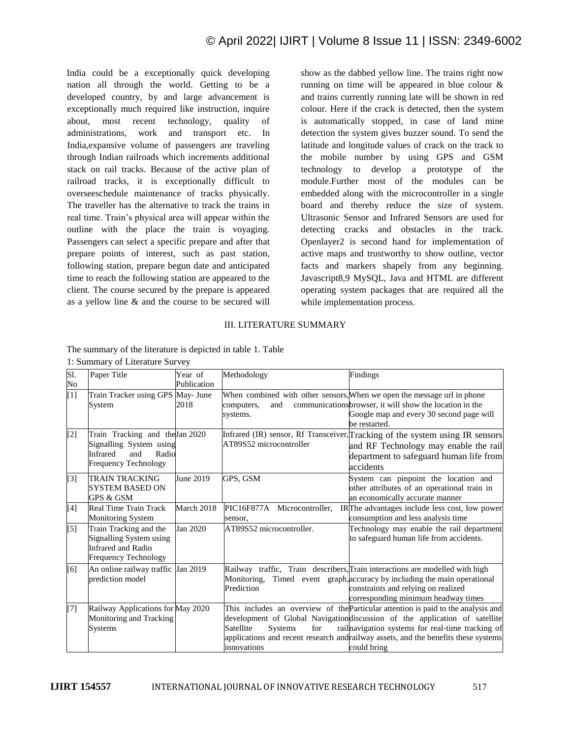India could be a exceptionally quick developing nation all through the world. Getting to be a developed country, by and large advancement is exceptionally much required like instruction, inquire about, most recent technology, quality of administrations, work and transport etc. In India,expansive volume of passengers are traveling through Indian railroads which increments additional stack on rail tracks. Because of the active plan of railroad tracks, it is exceptionally difficult to overseeschedule maintenance of tracks physically. The traveller has the alternative to track the trains in real time. Train's physical area will appear within the outline with the place the train is voyaging. Passengers can select a specific prepare and after that prepare points of interest, such as past station, following station, prepare begun date and anticipated time to reach the following station are appeared to the client. The course secured by the prepare is appeared as a yellow line & and the course to be secured will show as the dabbed yellow line. The trains right now running on time will be appeared in blue colour & and trains currently running late will be shown in red colour. Here if the crack is detected, then the system is automatically stopped, in case of land mine detection the system gives buzzer sound. To send the latitude and longitude values of crack on the track to the mobile number by using GPS and GSM technology to develop a prototype of the module.Further most of the modules can be embedded along with the microcontroller in a single board and thereby reduce the size of system. Ultrasonic Sensor and Infrared Sensors are used for detecting cracks and obstacles in the track. Openlayer2 is second hand for implementation of active maps and trustworthy to show outline, vector facts and markers shapely from any beginning. Javascript8,9 MySQL, Java and HTML are different operating system packages that are required all the while implementation process.

## III. LITERATURE SUMMARY

The summary of the literature is depicted in table 1. Table 1: Summary of Literature Survey

| Sl. No | Paper Title | Year of Publication | Methodology | Findings |
|---|---|---|---|---|
| [1] | Train Tracker using GPS System | May- June 2018 | When combined with other sensors, computers, and communications systems. | When we open the message url in phone browser, it will show the location in the Google map and every 30 second page will be restarted. |
| [2] | Train Tracking and the Signalling System using Infrared and Radio Frequency Technology | Jan 2020 | Infrared (IR) sensor, Rf Transceiver, AT89S52 microcontroller | Tracking of the system using IR sensors and RF Technology may enable the rail department to safeguard human life from accidents |
| [3] | TRAIN TRACKING SYSTEM BASED ON GPS & GSM | June 2019 | GPS, GSM | System can pinpoint the location and other attributes of an operational train in an economically accurate manner |
| [4] | Real Time Train Track Monitoring System | March 2018 | PIC16F877A Microcontroller, IR sensor, | The advantages include less cost, low power consumption and less analysis time |
| [5] | Train Tracking and the Signalling System using Infrared and Radio Frequency Technology | Jan 2020 | AT89S52 microcontroller. | Technology may enable the rail department to safeguard human life from accidents. |
| [6] | An online railway traffic prediction model | Jan 2019 | Railway traffic, Train describers, Monitoring, Timed event graph, Prediction | Train interactions are modelled with high accuracy by including the main operational constraints and relying on realized corresponding minimum headway times |
| [7] | Railway Applications for Monitoring and Tracking Systems | May 2020 | This includes an overview of the development of Global Navigation Satellite Systems for rail applications and recent research and innovations | Particular attention is paid to the analysis and discussion of the application of satellite navigation systems for real-time tracking of railway assets, and the benefits these systems could bring |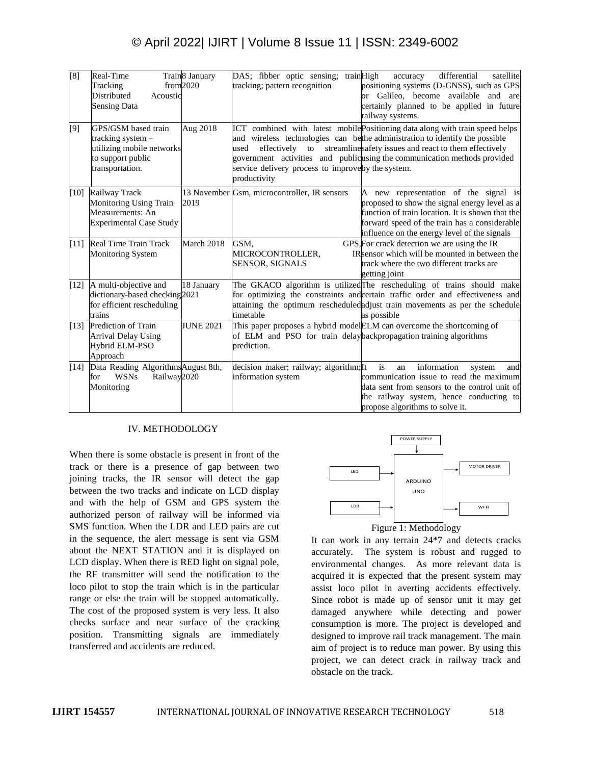| [8] | Real-Time Train Tracking from Distributed Acoustic Sensing Data | 8 January 2020 | DAS; fibber optic sensing; train tracking; pattern recognition | High accuracy differential satellite positioning systems (D-GNSS), such as GPS or Galileo, become available and are certainly planned to be applied in future railway systems. |
|---|---|---|---|---|
| [9] | GPS/GSM based train tracking system – utilizing mobile networks to support public transportation. | Aug 2018 | ICT combined with latest mobile and wireless technologies can be used effectively to streamline government activities and public service delivery process to improve productivity | Positioning data along with train speed helps the administration to identify the possible safety issues and react to them effectively using the communication methods provided by the system. |
| [10] | Railway Track Monitoring Using Train Measurements: An Experimental Case Study | 13 November 2019 | Gsm, microcontroller, IR sensors | A new representation of the signal is proposed to show the signal energy level as a function of train location. It is shown that the forward speed of the train has a considerable influence on the energy level of the signals |
| [11] | Real Time Train Track Monitoring System | March 2018 | GSM, GPS, MICROCONTROLLER, IR SENSOR, SIGNALS | For crack detection we are using the IR sensor which will be mounted in between the track where the two different tracks are getting joint |
| [12] | A multi-objective and dictionary-based checking for efficient rescheduling trains | 18 January 2021 | The GKACO algorithm is utilized for optimizing the constraints and attaining the optimum rescheduled timetable | The rescheduling of trains should make certain traffic order and effectiveness and adjust train movements as per the schedule as possible |
| [13] | Prediction of Train Arrival Delay Using Hybrid ELM-PSO Approach | JUNE 2021 | This paper proposes a hybrid model of ELM and PSO for train delay prediction. | ELM can overcome the shortcoming of backpropagation training algorithms |
| [14] | Data Reading Algorithms for WSNs Railway Monitoring | August 8th, 2020 | decision maker; railway; algorithm; information system | It is an information system and communication issue to read the maximum data sent from sensors to the control unit of the railway system, hence conducting to propose algorithms to solve it. |

## IV. METHODOLOGY

When there is some obstacle is present in front of the track or there is a presence of gap between two joining tracks, the IR sensor will detect the gap between the two tracks and indicate on LCD display and with the help of GSM and GPS system the authorized person of railway will be informed via SMS function. When the LDR and LED pairs are cut in the sequence, the alert message is sent via GSM about the NEXT STATION and it is displayed on LCD display. When there is RED light on signal pole, the RF transmitter will send the notification to the loco pilot to stop the train which is in the particular range or else the train will be stopped automatically. The cost of the proposed system is very less. It also checks surface and near surface of the cracking position. Transmitting signals are immediately transferred and accidents are reduced.

POWER SUPPLY

LED

LDR

ARDUINO UNO

MOTOR DRIVER

WI-FI

Figure 1: Methodology

It can work in any terrain 24*7 and detects cracks accurately. The system is robust and rugged to environmental changes. As more relevant data is acquired it is expected that the present system may assist loco pilot in averting accidents effectively. Since robot is made up of sensor unit it may get damaged anywhere while detecting and power consumption is more. The project is developed and designed to improve rail track management. The main aim of project is to reduce man power. By using this project, we can detect crack in railway track and obstacle on the track.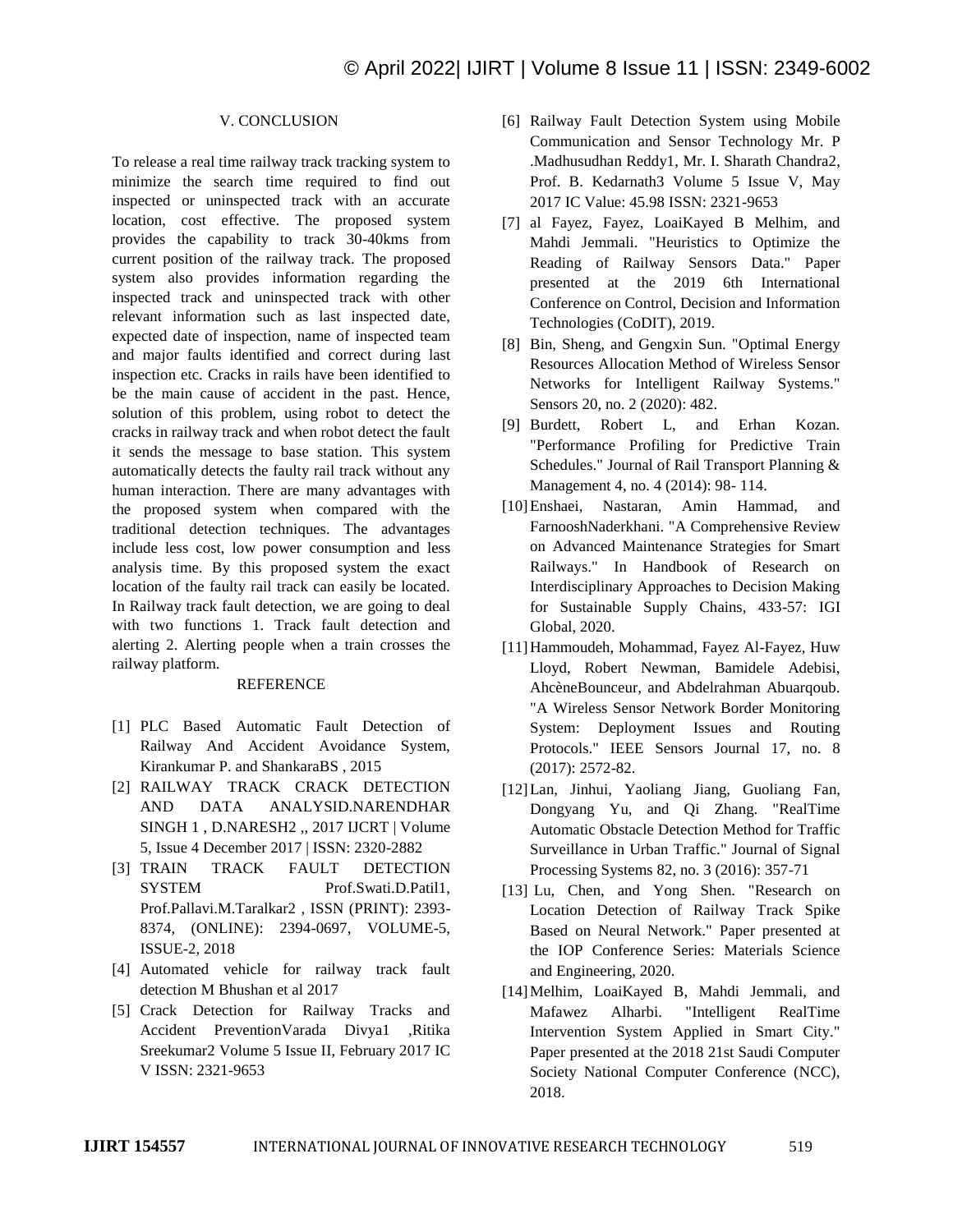## V. CONCLUSION

To release a real time railway track tracking system to minimize the search time required to find out inspected or uninspected track with an accurate location, cost effective. The proposed system provides the capability to track 30-40kms from current position of the railway track. The proposed system also provides information regarding the inspected track and uninspected track with other relevant information such as last inspected date, expected date of inspection, name of inspected team and major faults identified and correct during last inspection etc. Cracks in rails have been identified to be the main cause of accident in the past. Hence, solution of this problem, using robot to detect the cracks in railway track and when robot detect the fault it sends the message to base station. This system automatically detects the faulty rail track without any human interaction. There are many advantages with the proposed system when compared with the traditional detection techniques. The advantages include less cost, low power consumption and less analysis time. By this proposed system the exact location of the faulty rail track can easily be located. In Railway track fault detection, we are going to deal with two functions 1. Track fault detection and alerting 2. Alerting people when a train crosses the railway platform.

## REFERENCE

[1] PLC Based Automatic Fault Detection of Railway And Accident Avoidance System, Kirankumar P. and ShankaraBS , 2015

[2] RAILWAY TRACK CRACK DETECTION AND DATA ANALYSID.NARENDHAR SINGH 1 , D.NARESH2 ,, 2017 IJCRT | Volume 5, Issue 4 December 2017 | ISSN: 2320-2882

[3] TRAIN TRACK FAULT DETECTION SYSTEM Prof.Swati.D.Patil1, Prof.Pallavi.M.Taralkar2 , ISSN (PRINT): 2393-8374, (ONLINE): 2394-0697, VOLUME-5, ISSUE-2, 2018

[4] Automated vehicle for railway track fault detection M Bhushan et al 2017

[5] Crack Detection for Railway Tracks and Accident PreventionVarada Divya1 ,Ritika Sreekumar2 Volume 5 Issue II, February 2017 IC V ISSN: 2321-9653

[6] Railway Fault Detection System using Mobile Communication and Sensor Technology Mr. P .Madhusudhan Reddy1, Mr. I. Sharath Chandra2, Prof. B. Kedarnath3 Volume 5 Issue V, May 2017 IC Value: 45.98 ISSN: 2321-9653

[7] al Fayez, Fayez, LoaiKayed B Melhim, and Mahdi Jemmali. "Heuristics to Optimize the Reading of Railway Sensors Data." Paper presented at the 2019 6th International Conference on Control, Decision and Information Technologies (CoDIT), 2019.

[8] Bin, Sheng, and Gengxin Sun. "Optimal Energy Resources Allocation Method of Wireless Sensor Networks for Intelligent Railway Systems." Sensors 20, no. 2 (2020): 482.

[9] Burdett, Robert L, and Erhan Kozan. "Performance Profiling for Predictive Train Schedules." Journal of Rail Transport Planning & Management 4, no. 4 (2014): 98- 114.

[10] Enshaei, Nastaran, Amin Hammad, and FarnooshNaderkhani. "A Comprehensive Review on Advanced Maintenance Strategies for Smart Railways." In Handbook of Research on Interdisciplinary Approaches to Decision Making for Sustainable Supply Chains, 433-57: IGI Global, 2020.

[11] Hammoudeh, Mohammad, Fayez Al-Fayez, Huw Lloyd, Robert Newman, Bamidele Adebisi, AhcèneBounceur, and Abdelrahman Abuarqoub. "A Wireless Sensor Network Border Monitoring System: Deployment Issues and Routing Protocols." IEEE Sensors Journal 17, no. 8 (2017): 2572-82.

[12] Lan, Jinhui, Yaoliang Jiang, Guoliang Fan, Dongyang Yu, and Qi Zhang. "RealTime Automatic Obstacle Detection Method for Traffic Surveillance in Urban Traffic." Journal of Signal Processing Systems 82, no. 3 (2016): 357-71

[13] Lu, Chen, and Yong Shen. "Research on Location Detection of Railway Track Spike Based on Neural Network." Paper presented at the IOP Conference Series: Materials Science and Engineering, 2020.

[14] Melhim, LoaiKayed B, Mahdi Jemmali, and Mafawez Alharbi. "Intelligent RealTime Intervention System Applied in Smart City." Paper presented at the 2018 21st Saudi Computer Society National Computer Conference (NCC), 2018.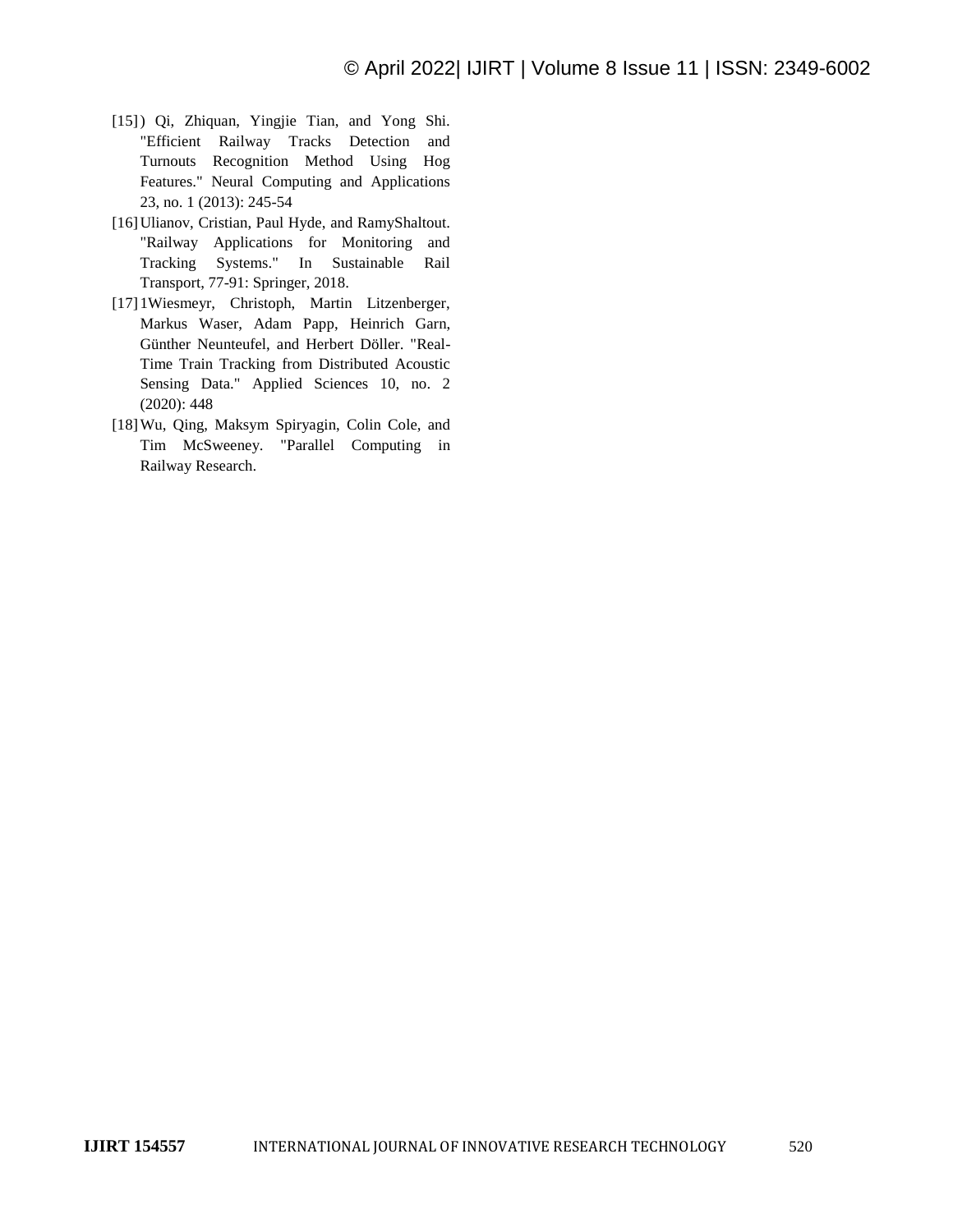[15]) Qi, Zhiquan, Yingjie Tian, and Yong Shi. "Efficient Railway Tracks Detection and Turnouts Recognition Method Using Hog Features." Neural Computing and Applications 23, no. 1 (2013): 245-54

[16] Ulianov, Cristian, Paul Hyde, and RamyShaltout. "Railway Applications for Monitoring and Tracking Systems." In Sustainable Rail Transport, 77-91: Springer, 2018.

[17] 1Wiesmeyr, Christoph, Martin Litzenberger, Markus Waser, Adam Papp, Heinrich Garn, Günther Neunteufel, and Herbert Döller. "Real-Time Train Tracking from Distributed Acoustic Sensing Data." Applied Sciences 10, no. 2 (2020): 448

[18] Wu, Qing, Maksym Spiryagin, Colin Cole, and Tim McSweeney. "Parallel Computing in Railway Research.